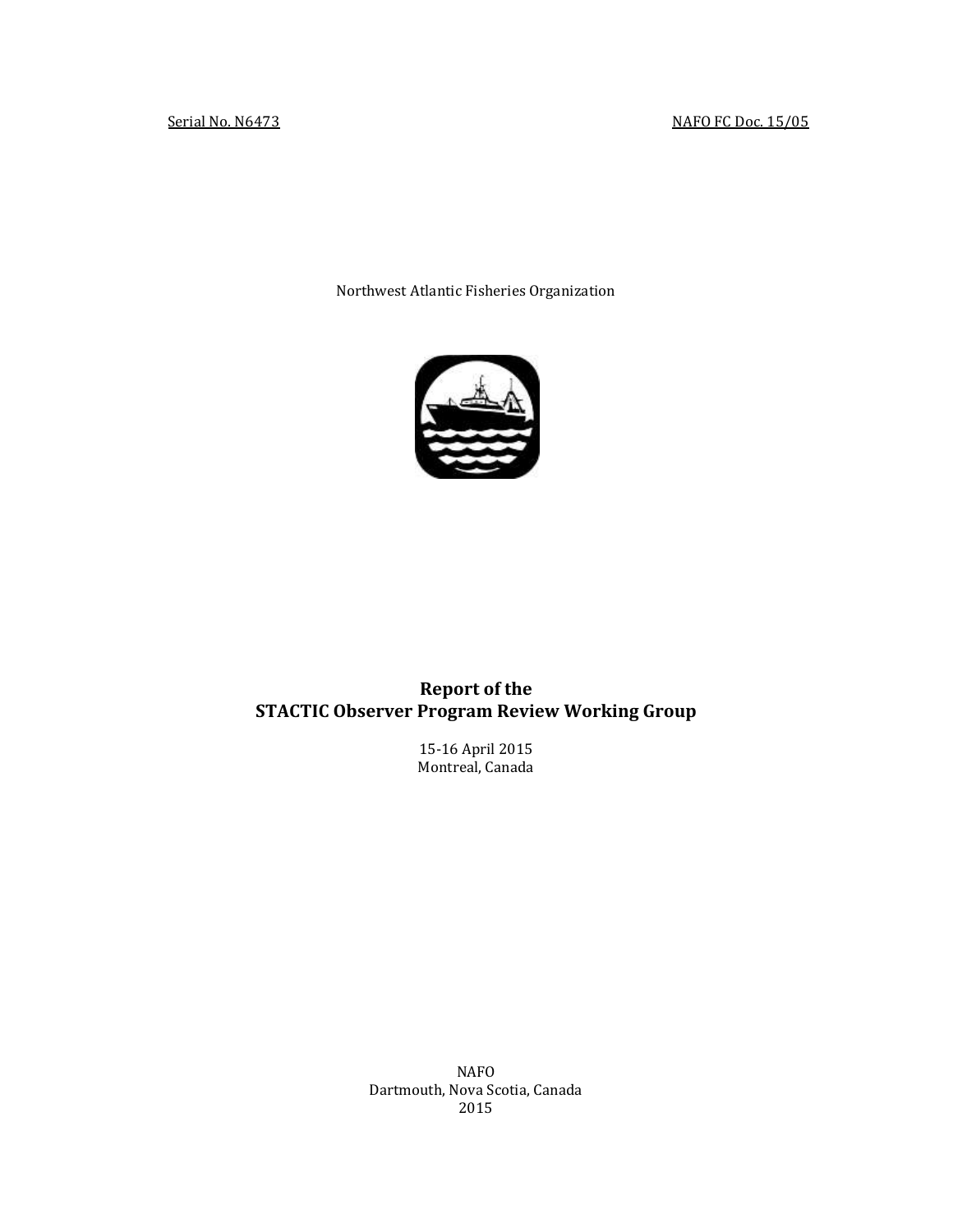Serial No. N6473

NAFO FC Doc. 15/05

Northwest Atlantic Fisheries Organization

# Report of the STACTIC Observer Program Review Working Group

15-16 April 2015
Montreal, Canada

NAFO
Dartmouth, Nova Scotia, Canada
2015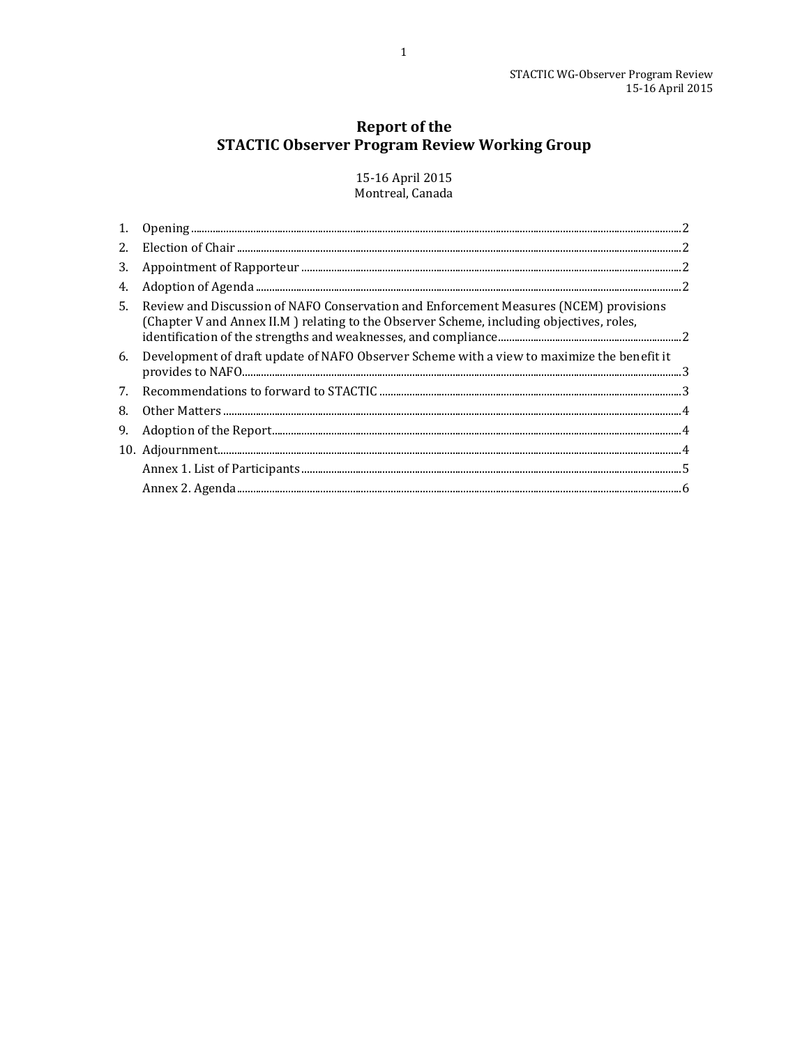# Report of the STACTIC Observer Program Review Working Group

15-16 April 2015
Montreal, Canada

1. Opening ..... 2
2. Election of Chair ..... 2
3. Appointment of Rapporteur ..... 2
4. Adoption of Agenda ..... 2
5. Review and Discussion of NAFO Conservation and Enforcement Measures (NCEM) provisions (Chapter V and Annex II.M ) relating to the Observer Scheme, including objectives, roles, identification of the strengths and weaknesses, and compliance ..... 2
6. Development of draft update of NAFO Observer Scheme with a view to maximize the benefit it provides to NAFO ..... 3
7. Recommendations to forward to STACTIC ..... 3
8. Other Matters ..... 4
9. Adoption of the Report ..... 4
10. Adjournment ..... 4

    Annex 1. List of Participants ..... 5

    Annex 2. Agenda ..... 6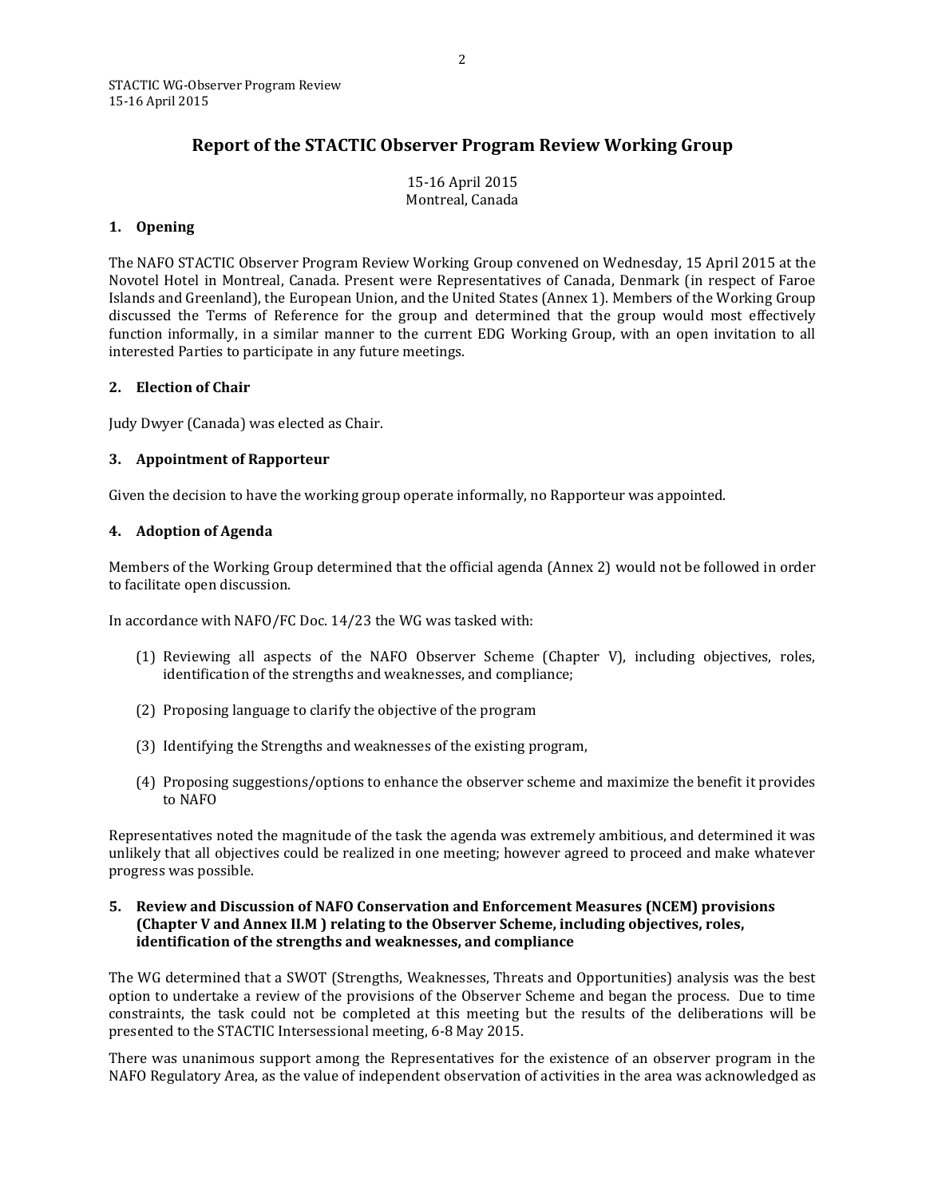# Report of the STACTIC Observer Program Review Working Group

15-16 April 2015
Montreal, Canada

## 1. Opening

The NAFO STACTIC Observer Program Review Working Group convened on Wednesday, 15 April 2015 at the Novotel Hotel in Montreal, Canada. Present were Representatives of Canada, Denmark (in respect of Faroe Islands and Greenland), the European Union, and the United States (Annex 1). Members of the Working Group discussed the Terms of Reference for the group and determined that the group would most effectively function informally, in a similar manner to the current EDG Working Group, with an open invitation to all interested Parties to participate in any future meetings.

## 2. Election of Chair

Judy Dwyer (Canada) was elected as Chair.

## 3. Appointment of Rapporteur

Given the decision to have the working group operate informally, no Rapporteur was appointed.

## 4. Adoption of Agenda

Members of the Working Group determined that the official agenda (Annex 2) would not be followed in order to facilitate open discussion.

In accordance with NAFO/FC Doc. 14/23 the WG was tasked with:

(1) Reviewing all aspects of the NAFO Observer Scheme (Chapter V), including objectives, roles, identification of the strengths and weaknesses, and compliance;

(2) Proposing language to clarify the objective of the program

(3) Identifying the Strengths and weaknesses of the existing program,

(4) Proposing suggestions/options to enhance the observer scheme and maximize the benefit it provides to NAFO

Representatives noted the magnitude of the task the agenda was extremely ambitious, and determined it was unlikely that all objectives could be realized in one meeting; however agreed to proceed and make whatever progress was possible.

## 5. Review and Discussion of NAFO Conservation and Enforcement Measures (NCEM) provisions (Chapter V and Annex II.M ) relating to the Observer Scheme, including objectives, roles, identification of the strengths and weaknesses, and compliance

The WG determined that a SWOT (Strengths, Weaknesses, Threats and Opportunities) analysis was the best option to undertake a review of the provisions of the Observer Scheme and began the process. Due to time constraints, the task could not be completed at this meeting but the results of the deliberations will be presented to the STACTIC Intersessional meeting, 6-8 May 2015.

There was unanimous support among the Representatives for the existence of an observer program in the NAFO Regulatory Area, as the value of independent observation of activities in the area was acknowledged as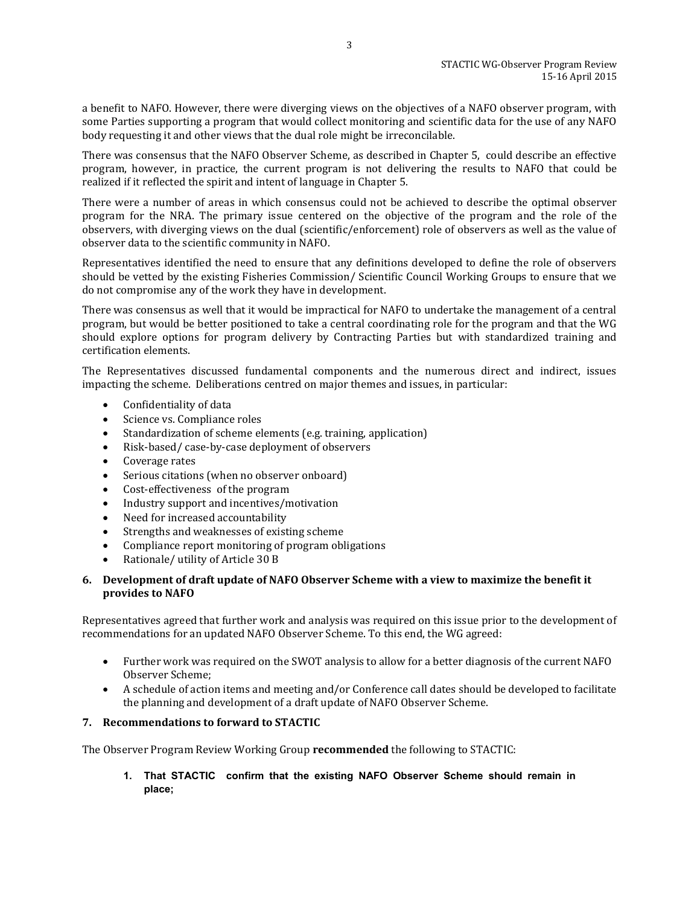a benefit to NAFO. However, there were diverging views on the objectives of a NAFO observer program, with some Parties supporting a program that would collect monitoring and scientific data for the use of any NAFO body requesting it and other views that the dual role might be irreconcilable.

There was consensus that the NAFO Observer Scheme, as described in Chapter 5, could describe an effective program, however, in practice, the current program is not delivering the results to NAFO that could be realized if it reflected the spirit and intent of language in Chapter 5.

There were a number of areas in which consensus could not be achieved to describe the optimal observer program for the NRA. The primary issue centered on the objective of the program and the role of the observers, with diverging views on the dual (scientific/enforcement) role of observers as well as the value of observer data to the scientific community in NAFO.

Representatives identified the need to ensure that any definitions developed to define the role of observers should be vetted by the existing Fisheries Commission/ Scientific Council Working Groups to ensure that we do not compromise any of the work they have in development.

There was consensus as well that it would be impractical for NAFO to undertake the management of a central program, but would be better positioned to take a central coordinating role for the program and that the WG should explore options for program delivery by Contracting Parties but with standardized training and certification elements.

The Representatives discussed fundamental components and the numerous direct and indirect, issues impacting the scheme. Deliberations centred on major themes and issues, in particular:

- Confidentiality of data
- Science vs. Compliance roles
- Standardization of scheme elements (e.g. training, application)
- Risk-based/ case-by-case deployment of observers
- Coverage rates
- Serious citations (when no observer onboard)
- Cost-effectiveness of the program
- Industry support and incentives/motivation
- Need for increased accountability
- Strengths and weaknesses of existing scheme
- Compliance report monitoring of program obligations
- Rationale/ utility of Article 30 B

## 6. Development of draft update of NAFO Observer Scheme with a view to maximize the benefit it provides to NAFO

Representatives agreed that further work and analysis was required on this issue prior to the development of recommendations for an updated NAFO Observer Scheme. To this end, the WG agreed:

- Further work was required on the SWOT analysis to allow for a better diagnosis of the current NAFO Observer Scheme;
- A schedule of action items and meeting and/or Conference call dates should be developed to facilitate the planning and development of a draft update of NAFO Observer Scheme.

## 7. Recommendations to forward to STACTIC

The Observer Program Review Working Group **recommended** the following to STACTIC:

1. **That STACTIC confirm that the existing NAFO Observer Scheme should remain in place;**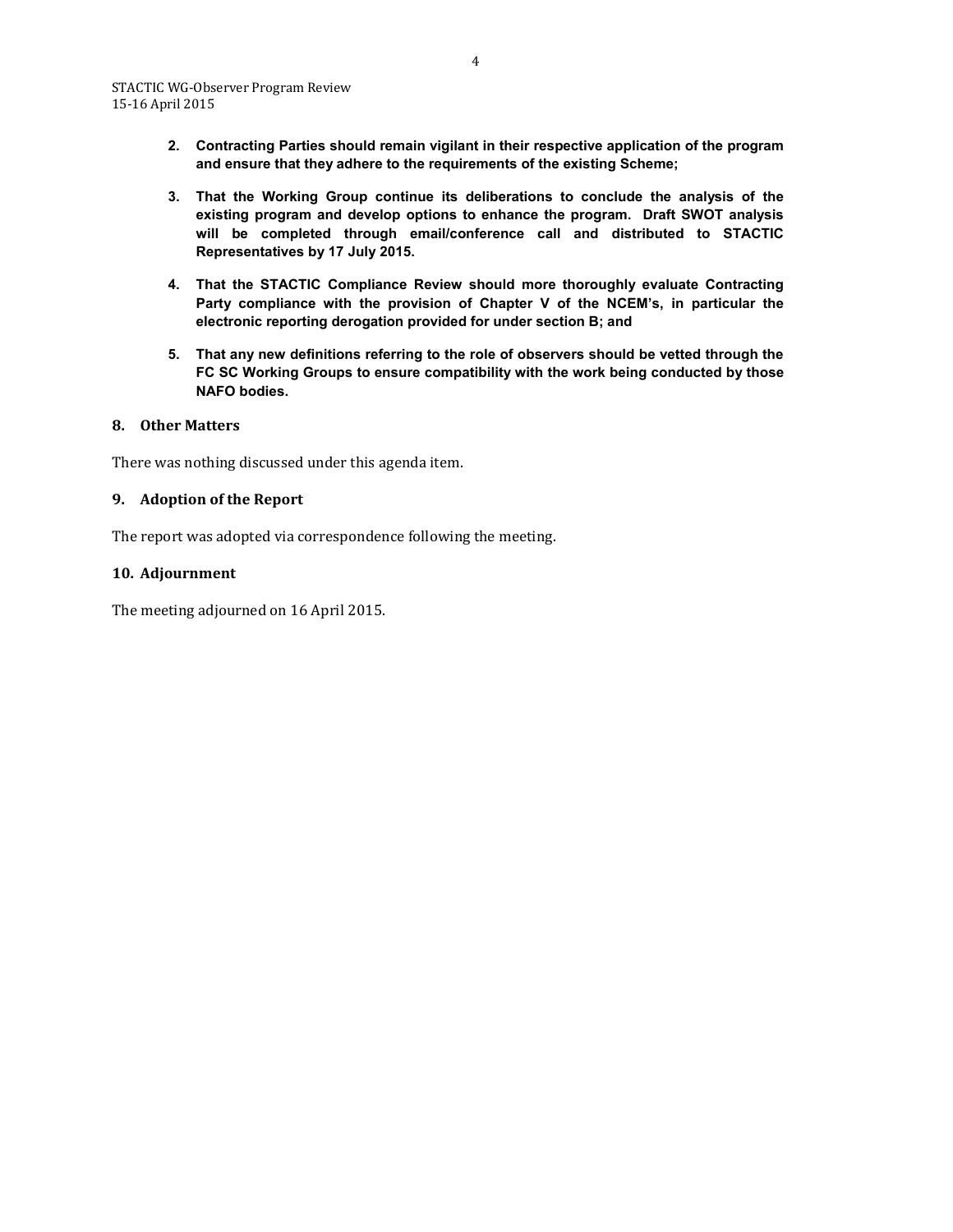2. **Contracting Parties should remain vigilant in their respective application of the program and ensure that they adhere to the requirements of the existing Scheme;**

3. **That the Working Group continue its deliberations to conclude the analysis of the existing program and develop options to enhance the program. Draft SWOT analysis will be completed through email/conference call and distributed to STACTIC Representatives by 17 July 2015.**

4. **That the STACTIC Compliance Review should more thoroughly evaluate Contracting Party compliance with the provision of Chapter V of the NCEM's, in particular the electronic reporting derogation provided for under section B; and**

5. **That any new definitions referring to the role of observers should be vetted through the FC SC Working Groups to ensure compatibility with the work being conducted by those NAFO bodies.**

## 8. Other Matters

There was nothing discussed under this agenda item.

## 9. Adoption of the Report

The report was adopted via correspondence following the meeting.

## 10. Adjournment

The meeting adjourned on 16 April 2015.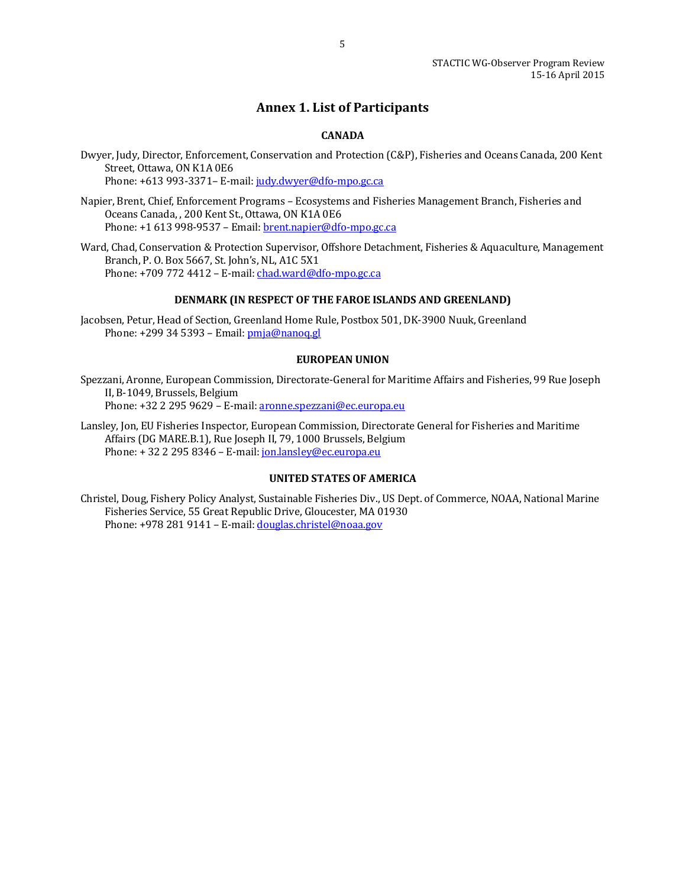## Annex 1. List of Participants

### CANADA

Dwyer, Judy, Director, Enforcement, Conservation and Protection (C&P), Fisheries and Oceans Canada, 200 Kent Street, Ottawa, ON K1A 0E6
Phone: +613 993-3371– E-mail: judy.dwyer@dfo-mpo.gc.ca

Napier, Brent, Chief, Enforcement Programs – Ecosystems and Fisheries Management Branch, Fisheries and Oceans Canada, , 200 Kent St., Ottawa, ON K1A 0E6
Phone: +1 613 998-9537 – Email: brent.napier@dfo-mpo.gc.ca

Ward, Chad, Conservation & Protection Supervisor, Offshore Detachment, Fisheries & Aquaculture, Management Branch, P. O. Box 5667, St. John's, NL, A1C 5X1
Phone: +709 772 4412 – E-mail: chad.ward@dfo-mpo.gc.ca

### DENMARK (IN RESPECT OF THE FAROE ISLANDS AND GREENLAND)

Jacobsen, Petur, Head of Section, Greenland Home Rule, Postbox 501, DK-3900 Nuuk, Greenland
Phone: +299 34 5393 – Email: pmja@nanoq.gl

### EUROPEAN UNION

Spezzani, Aronne, European Commission, Directorate-General for Maritime Affairs and Fisheries, 99 Rue Joseph II, B-1049, Brussels, Belgium
Phone: +32 2 295 9629 – E-mail: aronne.spezzani@ec.europa.eu

Lansley, Jon, EU Fisheries Inspector, European Commission, Directorate General for Fisheries and Maritime Affairs (DG MARE.B.1), Rue Joseph II, 79, 1000 Brussels, Belgium
Phone: + 32 2 295 8346 – E-mail: jon.lansley@ec.europa.eu

### UNITED STATES OF AMERICA

Christel, Doug, Fishery Policy Analyst, Sustainable Fisheries Div., US Dept. of Commerce, NOAA, National Marine Fisheries Service, 55 Great Republic Drive, Gloucester, MA 01930
Phone: +978 281 9141 – E-mail: douglas.christel@noaa.gov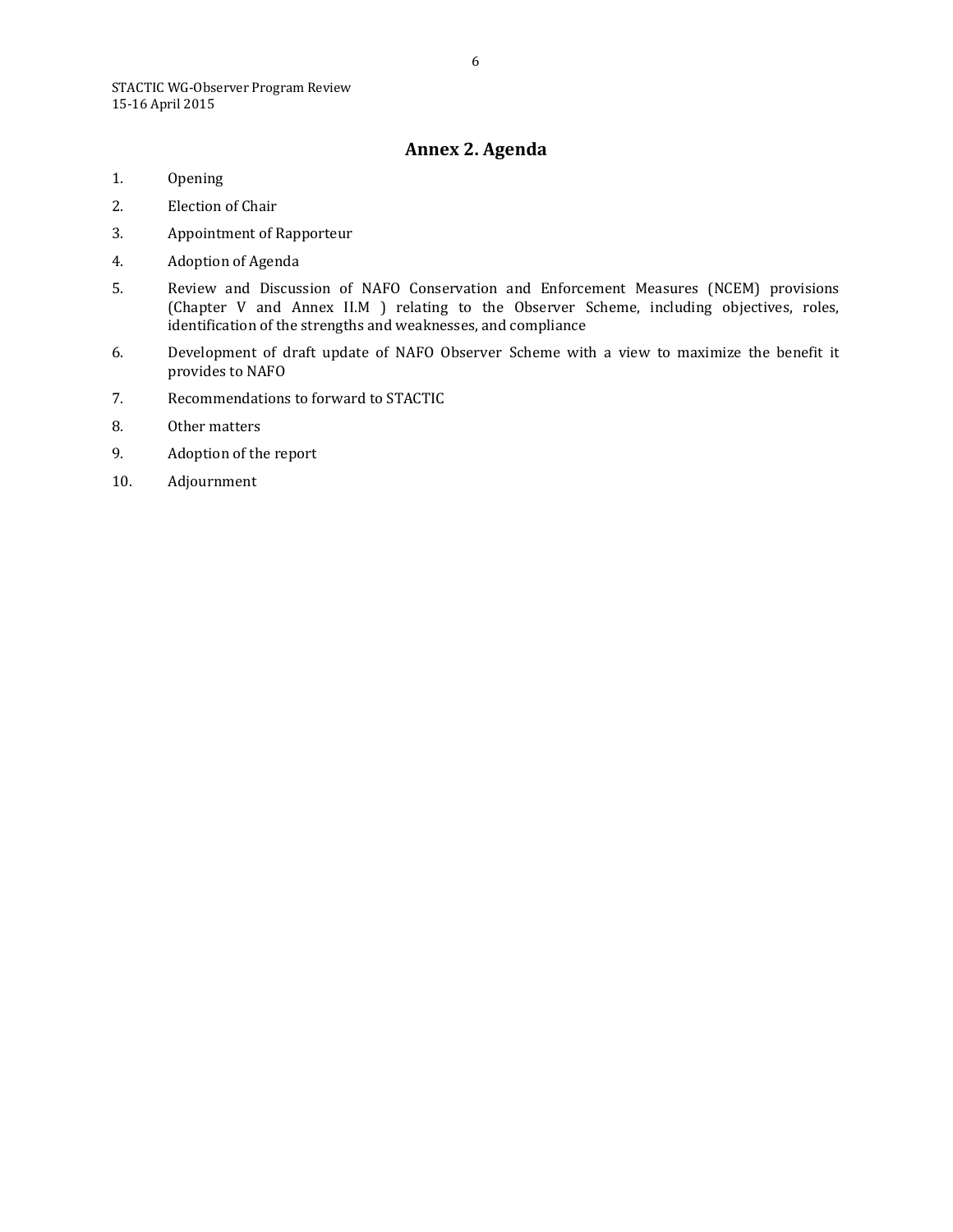## Annex 2. Agenda

1. Opening
2. Election of Chair
3. Appointment of Rapporteur
4. Adoption of Agenda
5. Review and Discussion of NAFO Conservation and Enforcement Measures (NCEM) provisions (Chapter V and Annex II.M ) relating to the Observer Scheme, including objectives, roles, identification of the strengths and weaknesses, and compliance
6. Development of draft update of NAFO Observer Scheme with a view to maximize the benefit it provides to NAFO
7. Recommendations to forward to STACTIC
8. Other matters
9. Adoption of the report
10. Adjournment